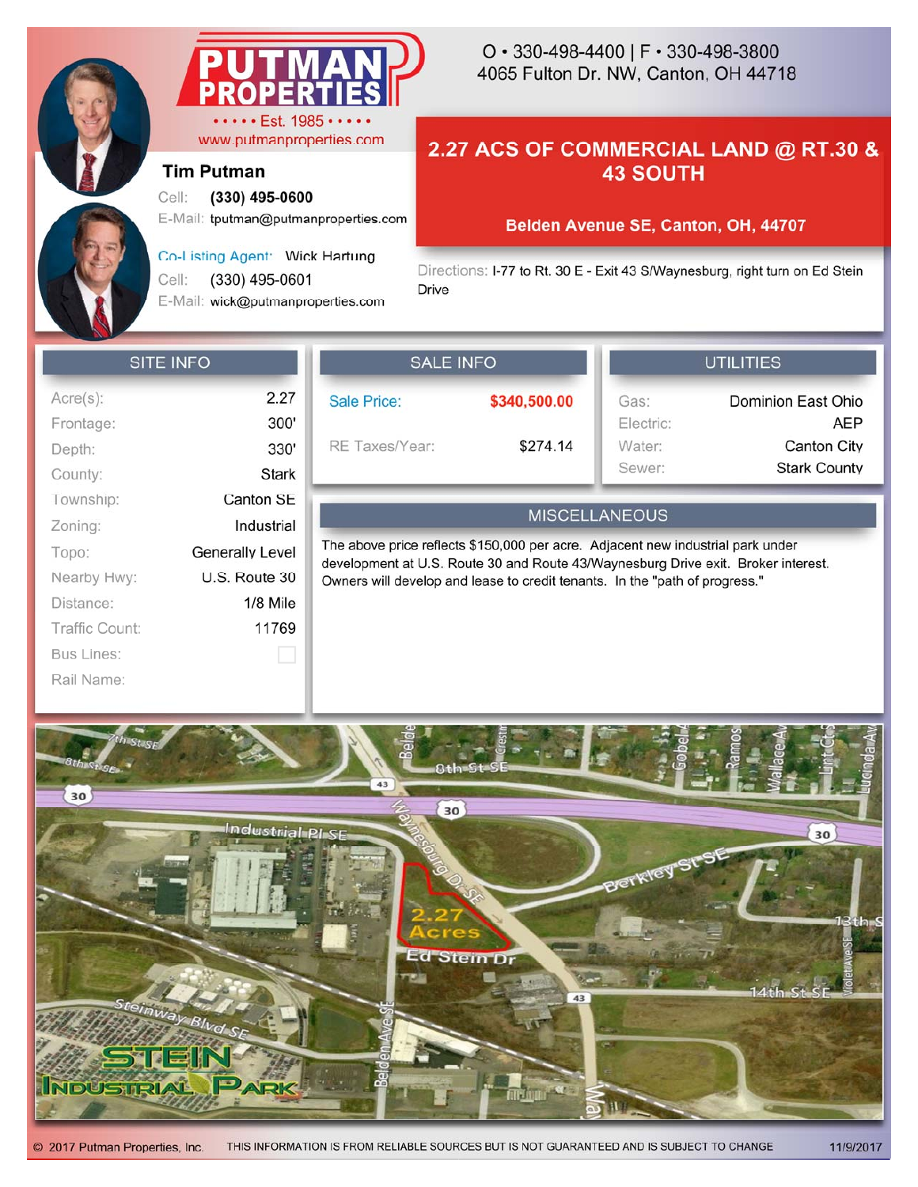# PUTMAN PROPERTIES

Est. 1985

www.putmanproperties.com

O • 330-498-4400 | F • 330-498-3800
4065 Fulton Dr. NW, Canton, OH 44718

**Tim Putman**
Cell: **(330) 495-0600**
E-Mail: tputman@putmanproperties.com

Co-Listing Agent: Wick Hartung
Cell: (330) 495-0601
E-Mail: wick@putmanproperties.com

## 2.27 ACS OF COMMERCIAL LAND @ RT.30 & 43 SOUTH

**Belden Avenue SE, Canton, OH, 44707**

Directions: I-77 to Rt. 30 E - Exit 43 S/Waynesburg, right turn on Ed Stein Drive

### SITE INFO

| | |
|---|---|
| Acre(s): | 2.27 |
| Frontage: | 300' |
| Depth: | 330' |
| County: | Stark |
| Township: | Canton SE |
| Zoning: | Industrial |
| Topo: | Generally Level |
| Nearby Hwy: | U.S. Route 30 |
| Distance: | 1/8 Mile |
| Traffic Count: | 11769 |
| Bus Lines: | |
| Rail Name: | |

### SALE INFO

| | |
|---|---|
| Sale Price: | **$340,500.00** |
| RE Taxes/Year: | $274.14 |

### UTILITIES

| | |
|---|---|
| Gas: | Dominion East Ohio |
| Electric: | AEP |
| Water: | Canton City |
| Sewer: | Stark County |

### MISCELLANEOUS

The above price reflects $150,000 per acre. Adjacent new industrial park under development at U.S. Route 30 and Route 43/Waynesburg Drive exit. Broker interest. Owners will develop and lease to credit tenants. In the "path of progress."

© 2017 Putman Properties, Inc. THIS INFORMATION IS FROM RELIABLE SOURCES BUT IS NOT GUARANTEED AND IS SUBJECT TO CHANGE 11/9/2017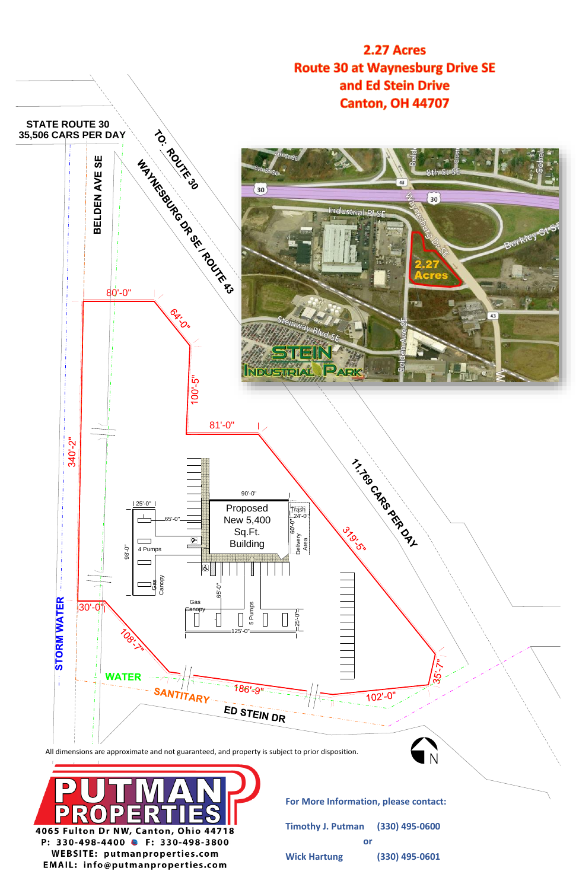# 2.27 Acres
# Route 30 at Waynesburg Drive SE and Ed Stein Drive
# Canton, OH 44707

STATE ROUTE 30
35,506 CARS PER DAY

BELDEN AVE SE

TO: ROUTE 30

WAYNESBURG DR SE / ROUTE 43

80'-0"

64'-0"

100'-5"

81'-0"

340'-2"

11,769 CARS PER DAY

319'-5"

Proposed New 5,400 Sq.Ft. Building

90'-0"

Trash

24'-0"

60'-0"

Delivery Area

25'-0"

65'-0"

98'-0"

4 Pumps

Gas Canopy

65'-0"

5 Pumps

25'-0"

125'-0"

30'-0"

108'-7"

STORM WATER

WATER

SANTITARY

186'-9"

102'-0"

35'-7"

ED STEIN DR

N

2.27 Acres

STEIN INDUSTRIAL PARK

All dimensions are approximate and not guaranteed, and property is subject to prior disposition.

**PUTMAN PROPERTIES**

4065 Fulton Dr NW, Canton, Ohio 44718
P: 330-498-4400 F: 330-498-3800
WEBSITE: putmanproperties.com
EMAIL: info@putmanproperties.com

**For More Information, please contact:**

**Timothy J. Putman** (330) 495-0600

or

**Wick Hartung** (330) 495-0601